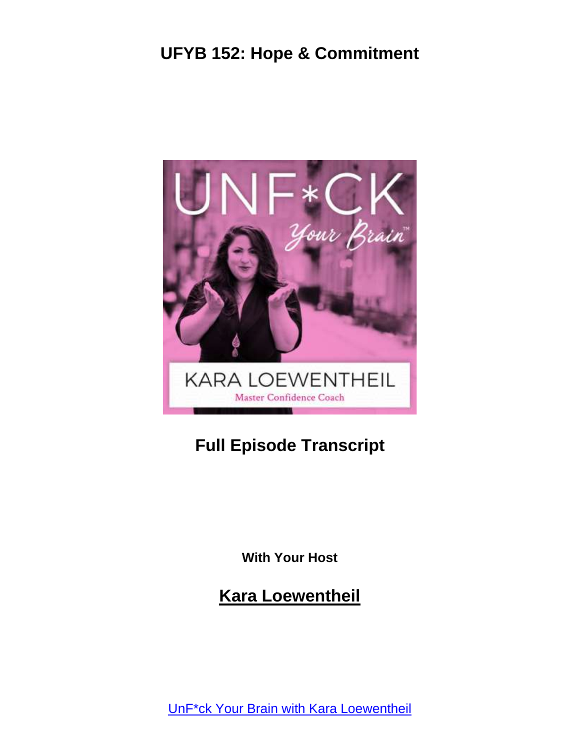# UFYB 152: Hope & Commitment

## Full Episode Transcript

**With Your Host**

## Kara Loewentheil

UnF*ck Your Brain with Kara Loewentheil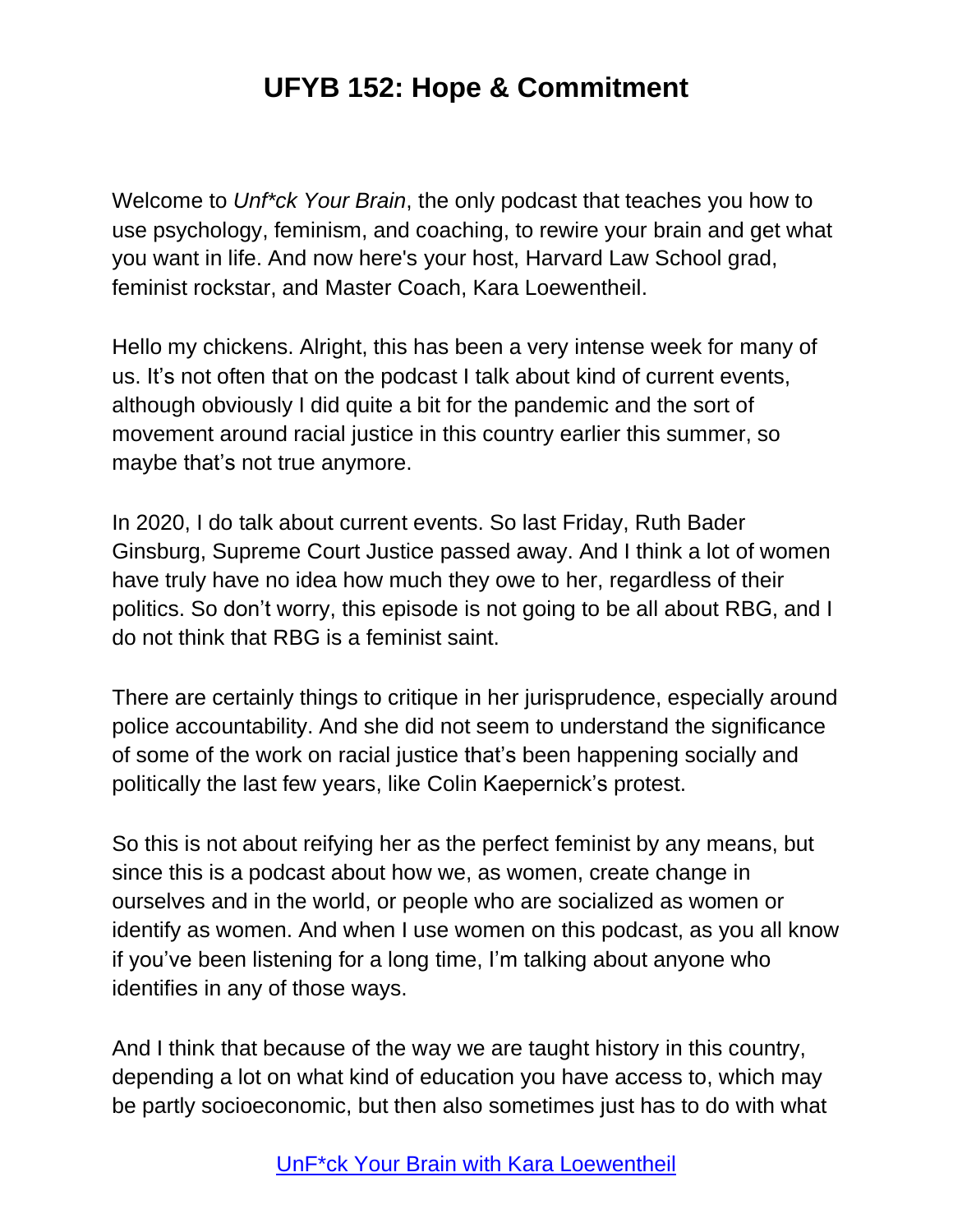# UFYB 152: Hope & Commitment

Welcome to *Unf*ck Your Brain*, the only podcast that teaches you how to use psychology, feminism, and coaching, to rewire your brain and get what you want in life. And now here's your host, Harvard Law School grad, feminist rockstar, and Master Coach, Kara Loewentheil.

Hello my chickens. Alright, this has been a very intense week for many of us. It's not often that on the podcast I talk about kind of current events, although obviously I did quite a bit for the pandemic and the sort of movement around racial justice in this country earlier this summer, so maybe that's not true anymore.

In 2020, I do talk about current events. So last Friday, Ruth Bader Ginsburg, Supreme Court Justice passed away. And I think a lot of women have truly have no idea how much they owe to her, regardless of their politics. So don't worry, this episode is not going to be all about RBG, and I do not think that RBG is a feminist saint.

There are certainly things to critique in her jurisprudence, especially around police accountability. And she did not seem to understand the significance of some of the work on racial justice that's been happening socially and politically the last few years, like Colin Kaepernick's protest.

So this is not about reifying her as the perfect feminist by any means, but since this is a podcast about how we, as women, create change in ourselves and in the world, or people who are socialized as women or identify as women. And when I use women on this podcast, as you all know if you've been listening for a long time, I'm talking about anyone who identifies in any of those ways.

And I think that because of the way we are taught history in this country, depending a lot on what kind of education you have access to, which may be partly socioeconomic, but then also sometimes just has to do with what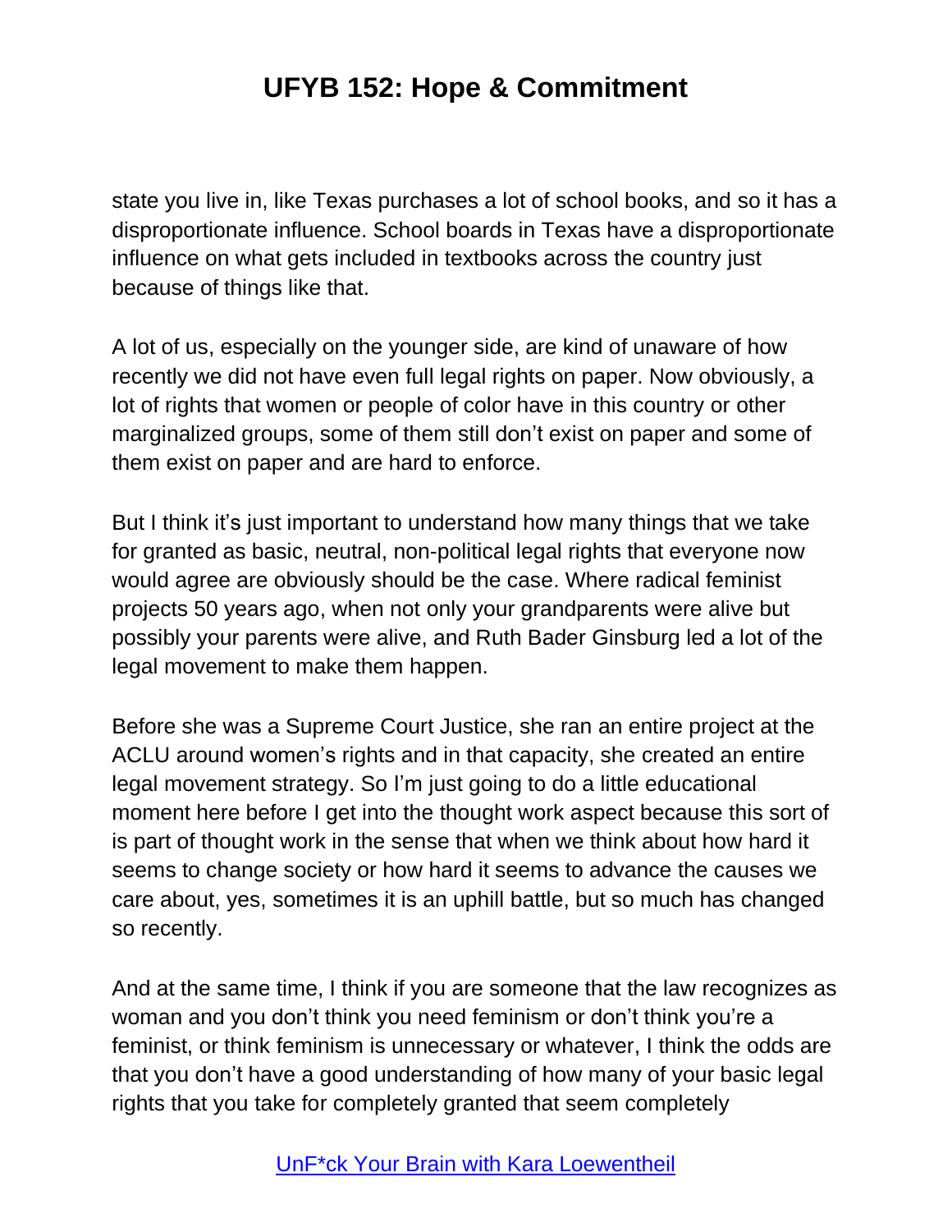state you live in, like Texas purchases a lot of school books, and so it has a disproportionate influence. School boards in Texas have a disproportionate influence on what gets included in textbooks across the country just because of things like that.

A lot of us, especially on the younger side, are kind of unaware of how recently we did not have even full legal rights on paper. Now obviously, a lot of rights that women or people of color have in this country or other marginalized groups, some of them still don't exist on paper and some of them exist on paper and are hard to enforce.

But I think it's just important to understand how many things that we take for granted as basic, neutral, non-political legal rights that everyone now would agree are obviously should be the case. Where radical feminist projects 50 years ago, when not only your grandparents were alive but possibly your parents were alive, and Ruth Bader Ginsburg led a lot of the legal movement to make them happen.

Before she was a Supreme Court Justice, she ran an entire project at the ACLU around women's rights and in that capacity, she created an entire legal movement strategy. So I'm just going to do a little educational moment here before I get into the thought work aspect because this sort of is part of thought work in the sense that when we think about how hard it seems to change society or how hard it seems to advance the causes we care about, yes, sometimes it is an uphill battle, but so much has changed so recently.

And at the same time, I think if you are someone that the law recognizes as woman and you don't think you need feminism or don't think you're a feminist, or think feminism is unnecessary or whatever, I think the odds are that you don't have a good understanding of how many of your basic legal rights that you take for completely granted that seem completely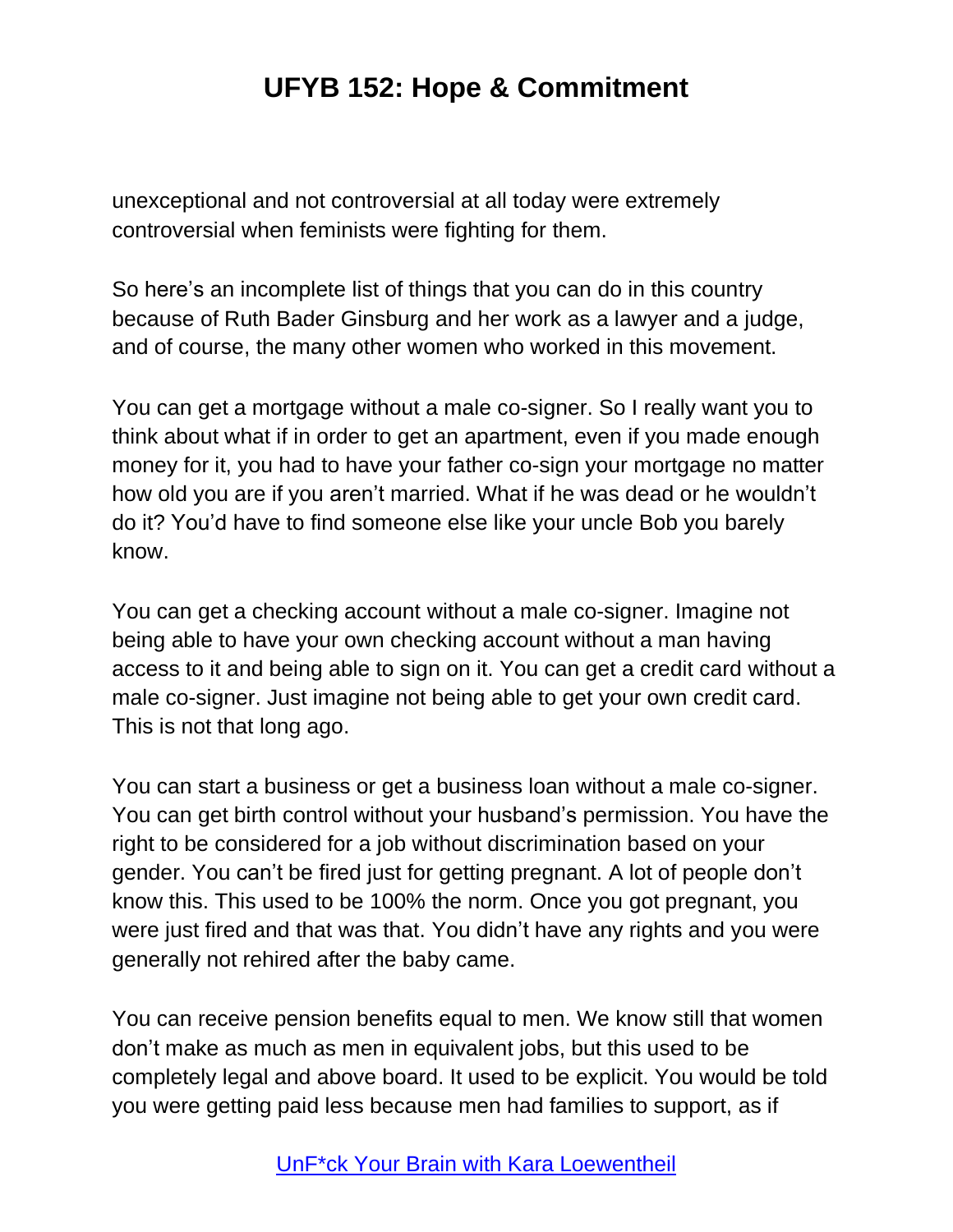unexceptional and not controversial at all today were extremely controversial when feminists were fighting for them.

So here's an incomplete list of things that you can do in this country because of Ruth Bader Ginsburg and her work as a lawyer and a judge, and of course, the many other women who worked in this movement.

You can get a mortgage without a male co-signer. So I really want you to think about what if in order to get an apartment, even if you made enough money for it, you had to have your father co-sign your mortgage no matter how old you are if you aren't married. What if he was dead or he wouldn't do it? You'd have to find someone else like your uncle Bob you barely know.

You can get a checking account without a male co-signer. Imagine not being able to have your own checking account without a man having access to it and being able to sign on it. You can get a credit card without a male co-signer. Just imagine not being able to get your own credit card. This is not that long ago.

You can start a business or get a business loan without a male co-signer. You can get birth control without your husband's permission. You have the right to be considered for a job without discrimination based on your gender. You can't be fired just for getting pregnant. A lot of people don't know this. This used to be 100% the norm. Once you got pregnant, you were just fired and that was that. You didn't have any rights and you were generally not rehired after the baby came.

You can receive pension benefits equal to men. We know still that women don't make as much as men in equivalent jobs, but this used to be completely legal and above board. It used to be explicit. You would be told you were getting paid less because men had families to support, as if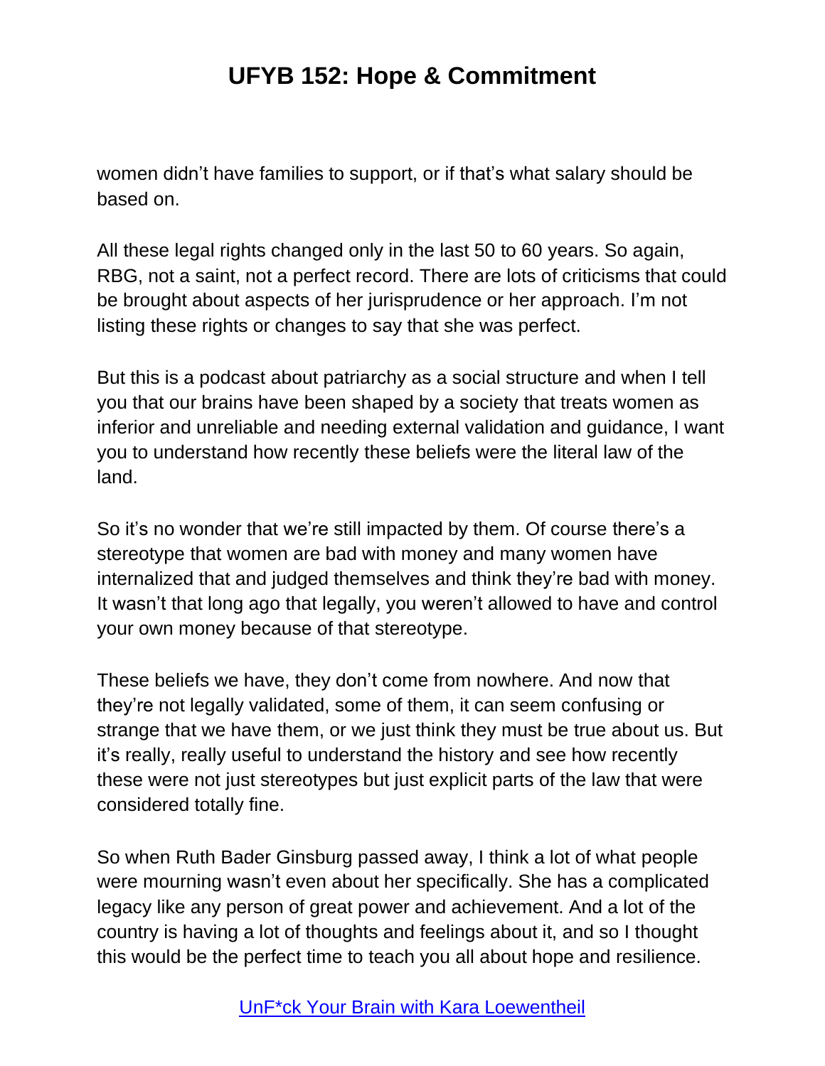women didn't have families to support, or if that's what salary should be based on.

All these legal rights changed only in the last 50 to 60 years. So again, RBG, not a saint, not a perfect record. There are lots of criticisms that could be brought about aspects of her jurisprudence or her approach. I'm not listing these rights or changes to say that she was perfect.

But this is a podcast about patriarchy as a social structure and when I tell you that our brains have been shaped by a society that treats women as inferior and unreliable and needing external validation and guidance, I want you to understand how recently these beliefs were the literal law of the land.

So it's no wonder that we're still impacted by them. Of course there's a stereotype that women are bad with money and many women have internalized that and judged themselves and think they're bad with money. It wasn't that long ago that legally, you weren't allowed to have and control your own money because of that stereotype.

These beliefs we have, they don't come from nowhere. And now that they're not legally validated, some of them, it can seem confusing or strange that we have them, or we just think they must be true about us. But it's really, really useful to understand the history and see how recently these were not just stereotypes but just explicit parts of the law that were considered totally fine.

So when Ruth Bader Ginsburg passed away, I think a lot of what people were mourning wasn't even about her specifically. She has a complicated legacy like any person of great power and achievement. And a lot of the country is having a lot of thoughts and feelings about it, and so I thought this would be the perfect time to teach you all about hope and resilience.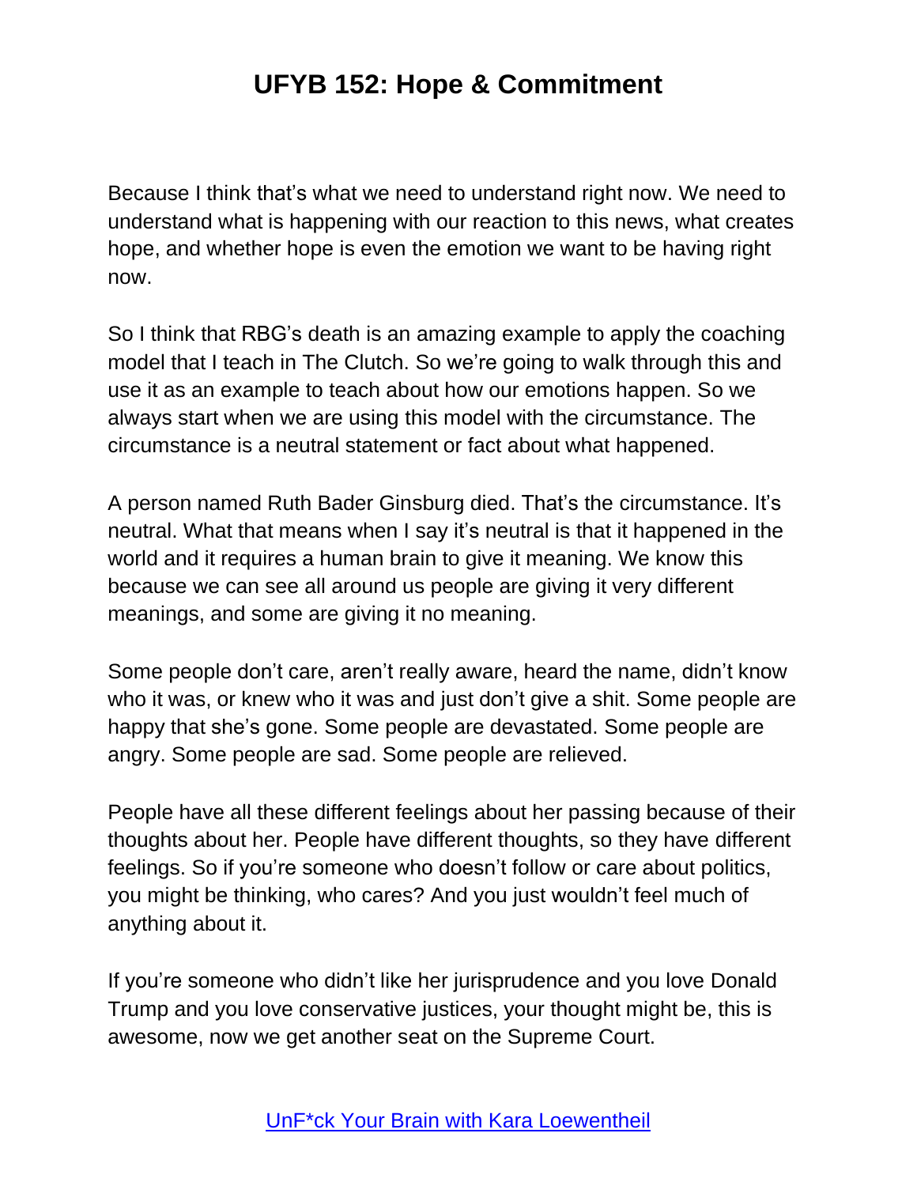Because I think that's what we need to understand right now. We need to understand what is happening with our reaction to this news, what creates hope, and whether hope is even the emotion we want to be having right now.

So I think that RBG's death is an amazing example to apply the coaching model that I teach in The Clutch. So we're going to walk through this and use it as an example to teach about how our emotions happen. So we always start when we are using this model with the circumstance. The circumstance is a neutral statement or fact about what happened.

A person named Ruth Bader Ginsburg died. That's the circumstance. It's neutral. What that means when I say it's neutral is that it happened in the world and it requires a human brain to give it meaning. We know this because we can see all around us people are giving it very different meanings, and some are giving it no meaning.

Some people don't care, aren't really aware, heard the name, didn't know who it was, or knew who it was and just don't give a shit. Some people are happy that she's gone. Some people are devastated. Some people are angry. Some people are sad. Some people are relieved.

People have all these different feelings about her passing because of their thoughts about her. People have different thoughts, so they have different feelings. So if you're someone who doesn't follow or care about politics, you might be thinking, who cares? And you just wouldn't feel much of anything about it.

If you're someone who didn't like her jurisprudence and you love Donald Trump and you love conservative justices, your thought might be, this is awesome, now we get another seat on the Supreme Court.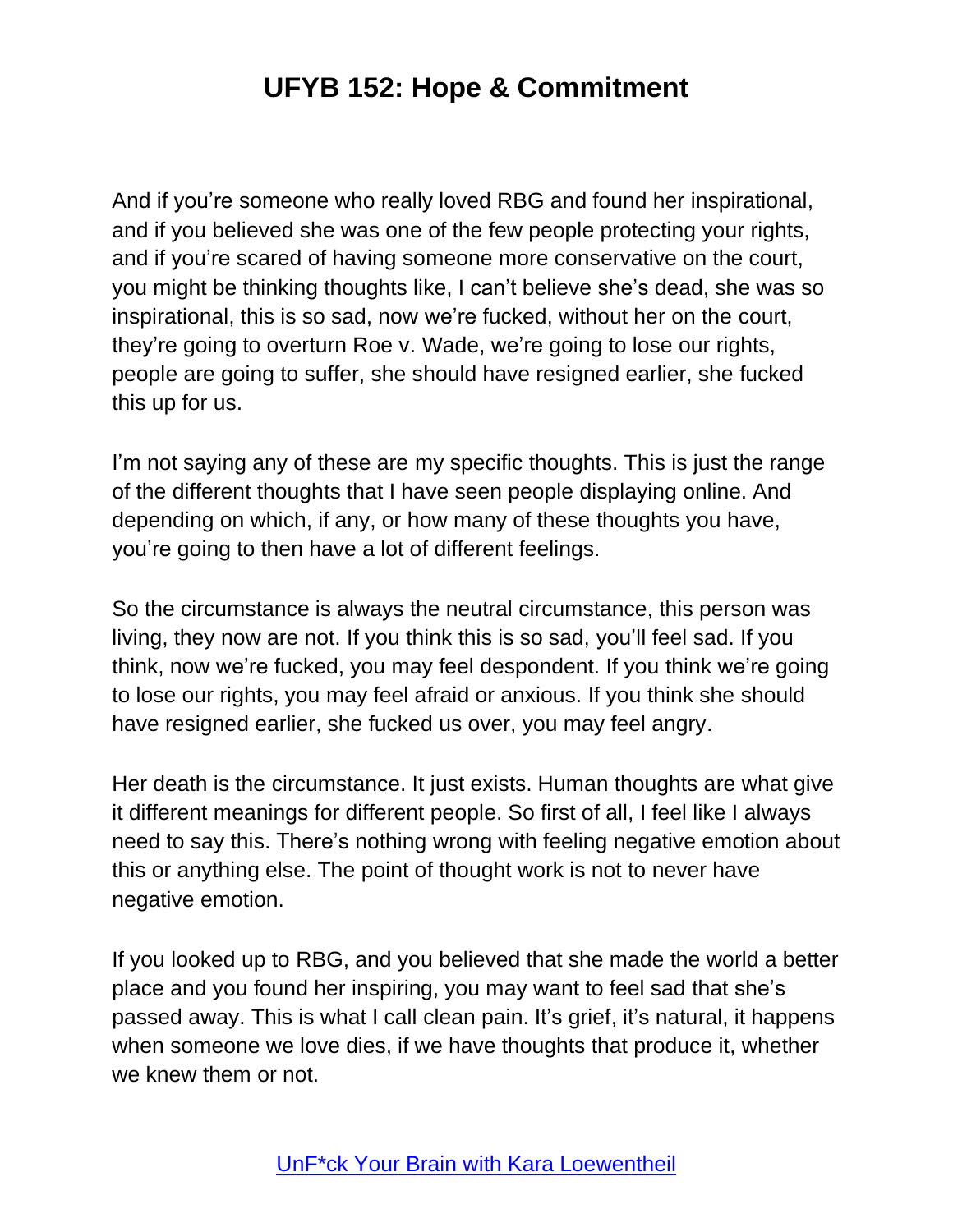And if you're someone who really loved RBG and found her inspirational, and if you believed she was one of the few people protecting your rights, and if you're scared of having someone more conservative on the court, you might be thinking thoughts like, I can't believe she's dead, she was so inspirational, this is so sad, now we're fucked, without her on the court, they're going to overturn Roe v. Wade, we're going to lose our rights, people are going to suffer, she should have resigned earlier, she fucked this up for us.

I'm not saying any of these are my specific thoughts. This is just the range of the different thoughts that I have seen people displaying online. And depending on which, if any, or how many of these thoughts you have, you're going to then have a lot of different feelings.

So the circumstance is always the neutral circumstance, this person was living, they now are not. If you think this is so sad, you'll feel sad. If you think, now we're fucked, you may feel despondent. If you think we're going to lose our rights, you may feel afraid or anxious. If you think she should have resigned earlier, she fucked us over, you may feel angry.

Her death is the circumstance. It just exists. Human thoughts are what give it different meanings for different people. So first of all, I feel like I always need to say this. There's nothing wrong with feeling negative emotion about this or anything else. The point of thought work is not to never have negative emotion.

If you looked up to RBG, and you believed that she made the world a better place and you found her inspiring, you may want to feel sad that she's passed away. This is what I call clean pain. It's grief, it's natural, it happens when someone we love dies, if we have thoughts that produce it, whether we knew them or not.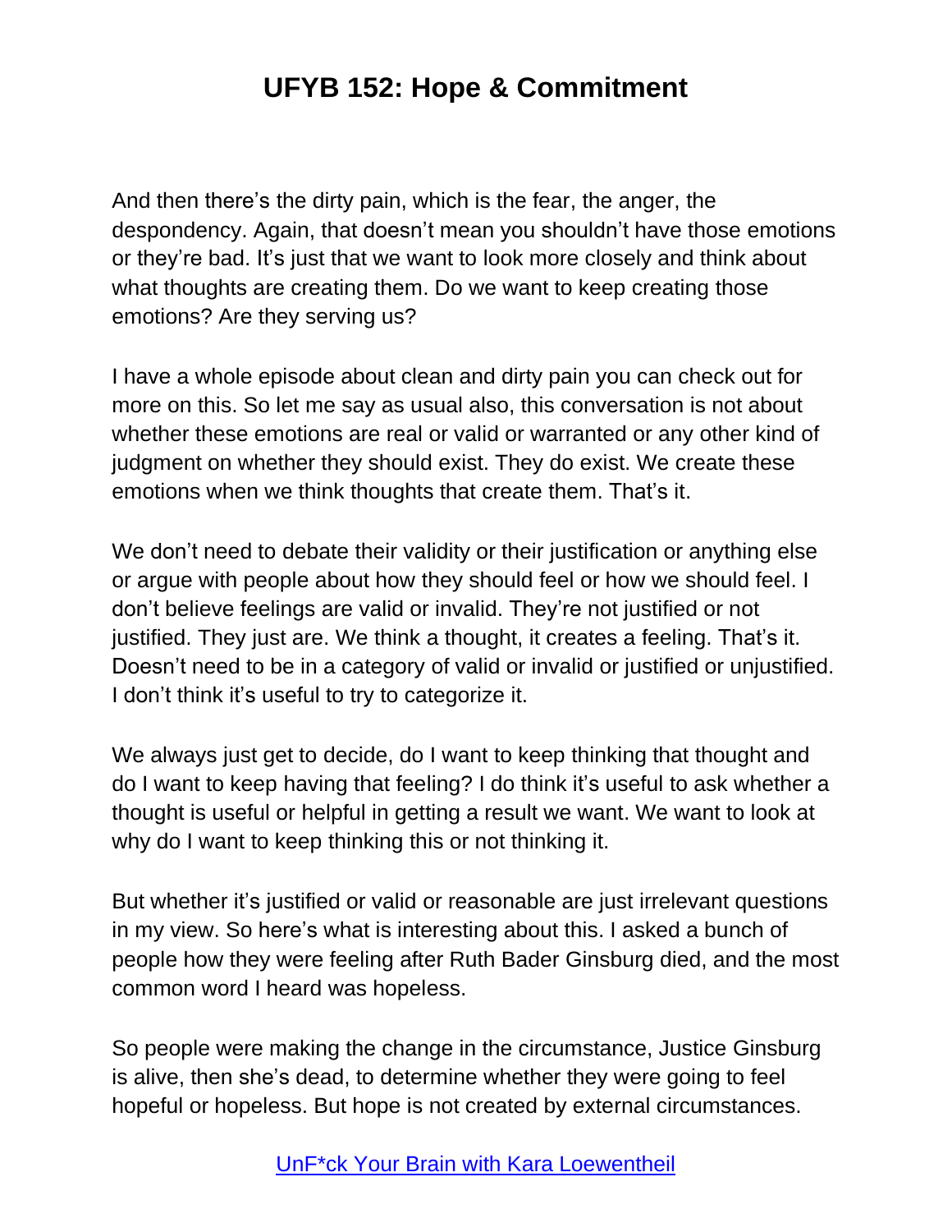And then there's the dirty pain, which is the fear, the anger, the despondency. Again, that doesn't mean you shouldn't have those emotions or they're bad. It's just that we want to look more closely and think about what thoughts are creating them. Do we want to keep creating those emotions? Are they serving us?

I have a whole episode about clean and dirty pain you can check out for more on this. So let me say as usual also, this conversation is not about whether these emotions are real or valid or warranted or any other kind of judgment on whether they should exist. They do exist. We create these emotions when we think thoughts that create them. That's it.

We don't need to debate their validity or their justification or anything else or argue with people about how they should feel or how we should feel. I don't believe feelings are valid or invalid. They're not justified or not justified. They just are. We think a thought, it creates a feeling. That's it. Doesn't need to be in a category of valid or invalid or justified or unjustified. I don't think it's useful to try to categorize it.

We always just get to decide, do I want to keep thinking that thought and do I want to keep having that feeling? I do think it's useful to ask whether a thought is useful or helpful in getting a result we want. We want to look at why do I want to keep thinking this or not thinking it.

But whether it's justified or valid or reasonable are just irrelevant questions in my view. So here's what is interesting about this. I asked a bunch of people how they were feeling after Ruth Bader Ginsburg died, and the most common word I heard was hopeless.

So people were making the change in the circumstance, Justice Ginsburg is alive, then she's dead, to determine whether they were going to feel hopeful or hopeless. But hope is not created by external circumstances.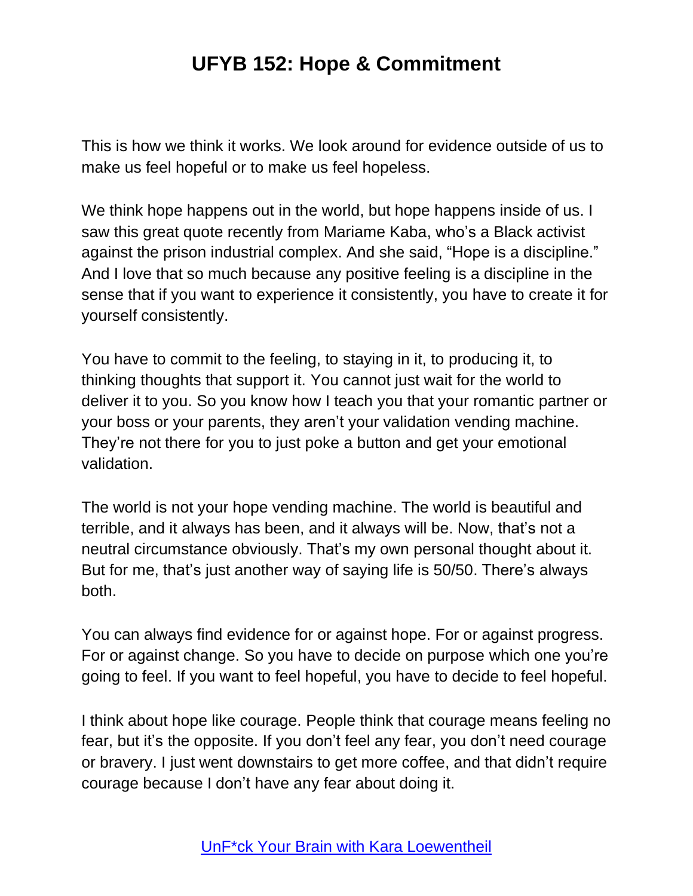This is how we think it works. We look around for evidence outside of us to make us feel hopeful or to make us feel hopeless.

We think hope happens out in the world, but hope happens inside of us. I saw this great quote recently from Mariame Kaba, who's a Black activist against the prison industrial complex. And she said, "Hope is a discipline." And I love that so much because any positive feeling is a discipline in the sense that if you want to experience it consistently, you have to create it for yourself consistently.

You have to commit to the feeling, to staying in it, to producing it, to thinking thoughts that support it. You cannot just wait for the world to deliver it to you. So you know how I teach you that your romantic partner or your boss or your parents, they aren't your validation vending machine. They're not there for you to just poke a button and get your emotional validation.

The world is not your hope vending machine. The world is beautiful and terrible, and it always has been, and it always will be. Now, that's not a neutral circumstance obviously. That's my own personal thought about it. But for me, that's just another way of saying life is 50/50. There's always both.

You can always find evidence for or against hope. For or against progress. For or against change. So you have to decide on purpose which one you're going to feel. If you want to feel hopeful, you have to decide to feel hopeful.

I think about hope like courage. People think that courage means feeling no fear, but it's the opposite. If you don't feel any fear, you don't need courage or bravery. I just went downstairs to get more coffee, and that didn't require courage because I don't have any fear about doing it.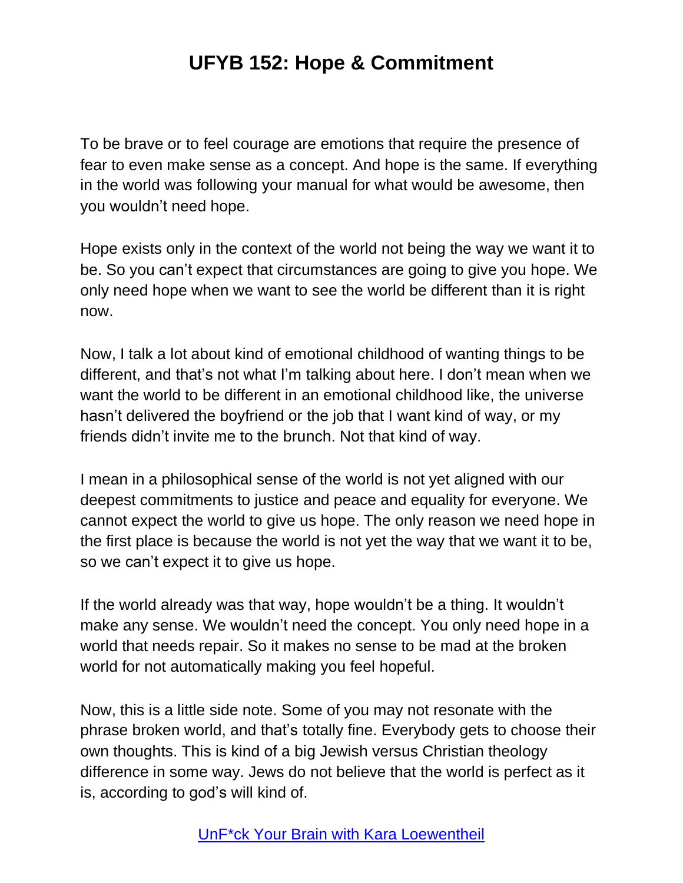To be brave or to feel courage are emotions that require the presence of fear to even make sense as a concept. And hope is the same. If everything in the world was following your manual for what would be awesome, then you wouldn't need hope.

Hope exists only in the context of the world not being the way we want it to be. So you can't expect that circumstances are going to give you hope. We only need hope when we want to see the world be different than it is right now.

Now, I talk a lot about kind of emotional childhood of wanting things to be different, and that's not what I'm talking about here. I don't mean when we want the world to be different in an emotional childhood like, the universe hasn't delivered the boyfriend or the job that I want kind of way, or my friends didn't invite me to the brunch. Not that kind of way.

I mean in a philosophical sense of the world is not yet aligned with our deepest commitments to justice and peace and equality for everyone. We cannot expect the world to give us hope. The only reason we need hope in the first place is because the world is not yet the way that we want it to be, so we can't expect it to give us hope.

If the world already was that way, hope wouldn't be a thing. It wouldn't make any sense. We wouldn't need the concept. You only need hope in a world that needs repair. So it makes no sense to be mad at the broken world for not automatically making you feel hopeful.

Now, this is a little side note. Some of you may not resonate with the phrase broken world, and that's totally fine. Everybody gets to choose their own thoughts. This is kind of a big Jewish versus Christian theology difference in some way. Jews do not believe that the world is perfect as it is, according to god's will kind of.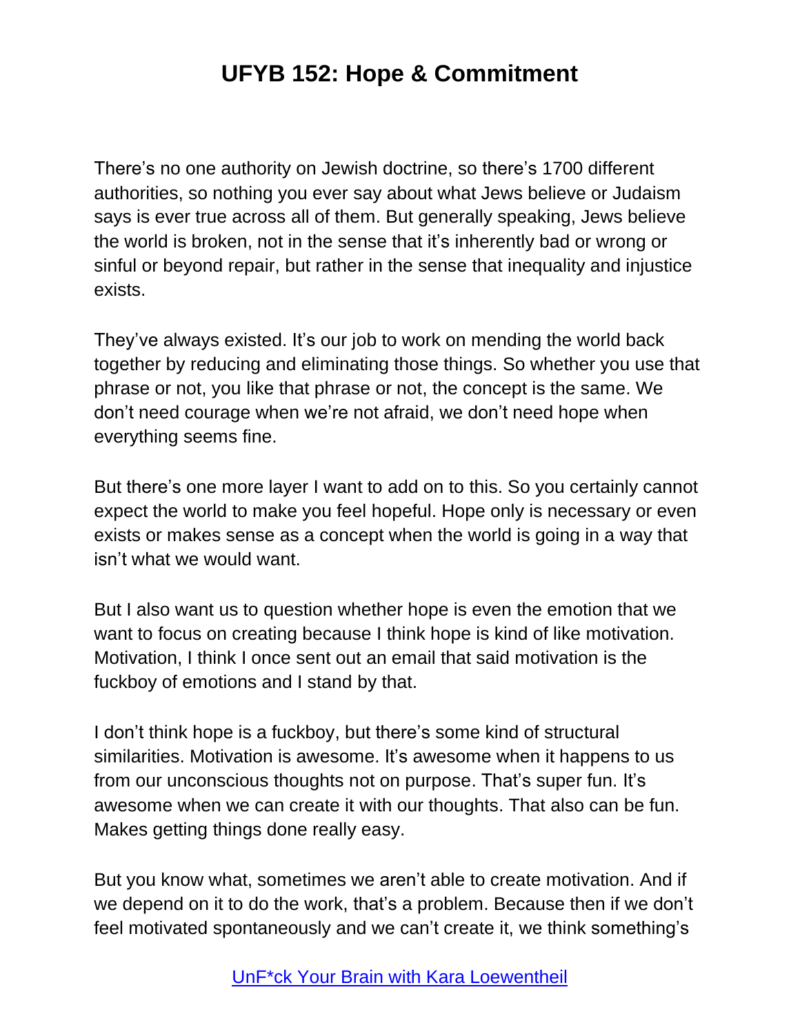There's no one authority on Jewish doctrine, so there's 1700 different authorities, so nothing you ever say about what Jews believe or Judaism says is ever true across all of them. But generally speaking, Jews believe the world is broken, not in the sense that it's inherently bad or wrong or sinful or beyond repair, but rather in the sense that inequality and injustice exists.

They've always existed. It's our job to work on mending the world back together by reducing and eliminating those things. So whether you use that phrase or not, you like that phrase or not, the concept is the same. We don't need courage when we're not afraid, we don't need hope when everything seems fine.

But there's one more layer I want to add on to this. So you certainly cannot expect the world to make you feel hopeful. Hope only is necessary or even exists or makes sense as a concept when the world is going in a way that isn't what we would want.

But I also want us to question whether hope is even the emotion that we want to focus on creating because I think hope is kind of like motivation. Motivation, I think I once sent out an email that said motivation is the fuckboy of emotions and I stand by that.

I don't think hope is a fuckboy, but there's some kind of structural similarities. Motivation is awesome. It's awesome when it happens to us from our unconscious thoughts not on purpose. That's super fun. It's awesome when we can create it with our thoughts. That also can be fun. Makes getting things done really easy.

But you know what, sometimes we aren't able to create motivation. And if we depend on it to do the work, that's a problem. Because then if we don't feel motivated spontaneously and we can't create it, we think something's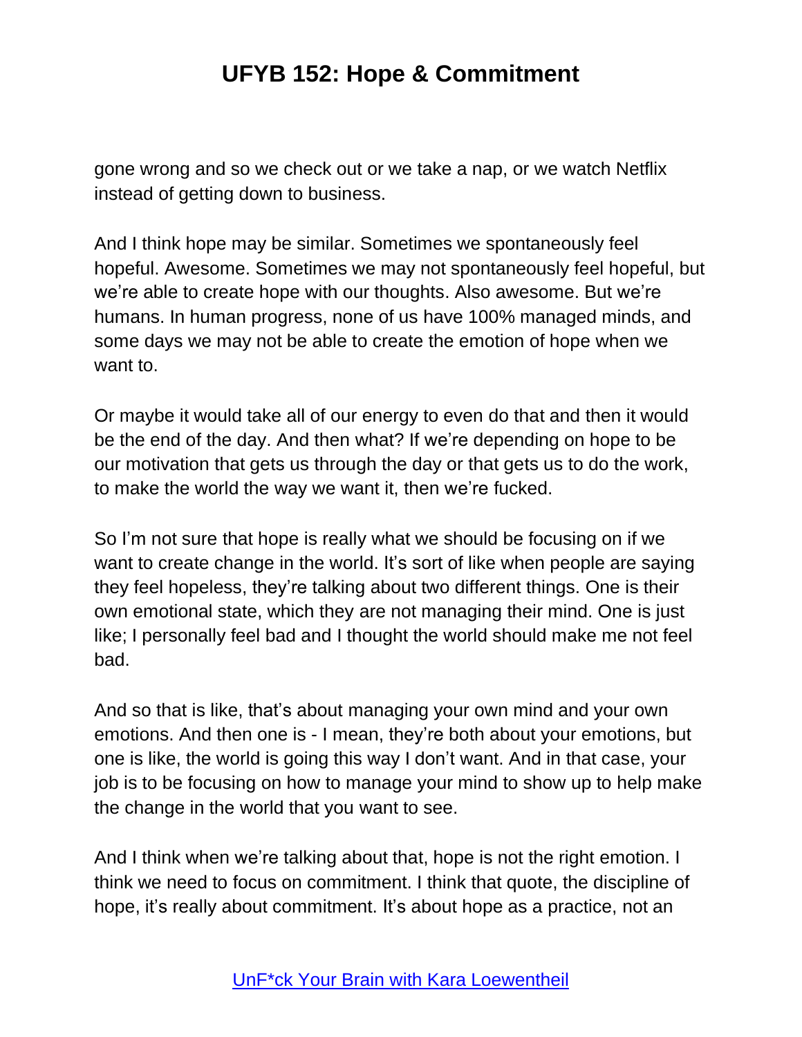gone wrong and so we check out or we take a nap, or we watch Netflix instead of getting down to business.

And I think hope may be similar. Sometimes we spontaneously feel hopeful. Awesome. Sometimes we may not spontaneously feel hopeful, but we're able to create hope with our thoughts. Also awesome. But we're humans. In human progress, none of us have 100% managed minds, and some days we may not be able to create the emotion of hope when we want to.

Or maybe it would take all of our energy to even do that and then it would be the end of the day. And then what? If we're depending on hope to be our motivation that gets us through the day or that gets us to do the work, to make the world the way we want it, then we're fucked.

So I'm not sure that hope is really what we should be focusing on if we want to create change in the world. It's sort of like when people are saying they feel hopeless, they're talking about two different things. One is their own emotional state, which they are not managing their mind. One is just like; I personally feel bad and I thought the world should make me not feel bad.

And so that is like, that's about managing your own mind and your own emotions. And then one is - I mean, they're both about your emotions, but one is like, the world is going this way I don't want. And in that case, your job is to be focusing on how to manage your mind to show up to help make the change in the world that you want to see.

And I think when we're talking about that, hope is not the right emotion. I think we need to focus on commitment. I think that quote, the discipline of hope, it's really about commitment. It's about hope as a practice, not an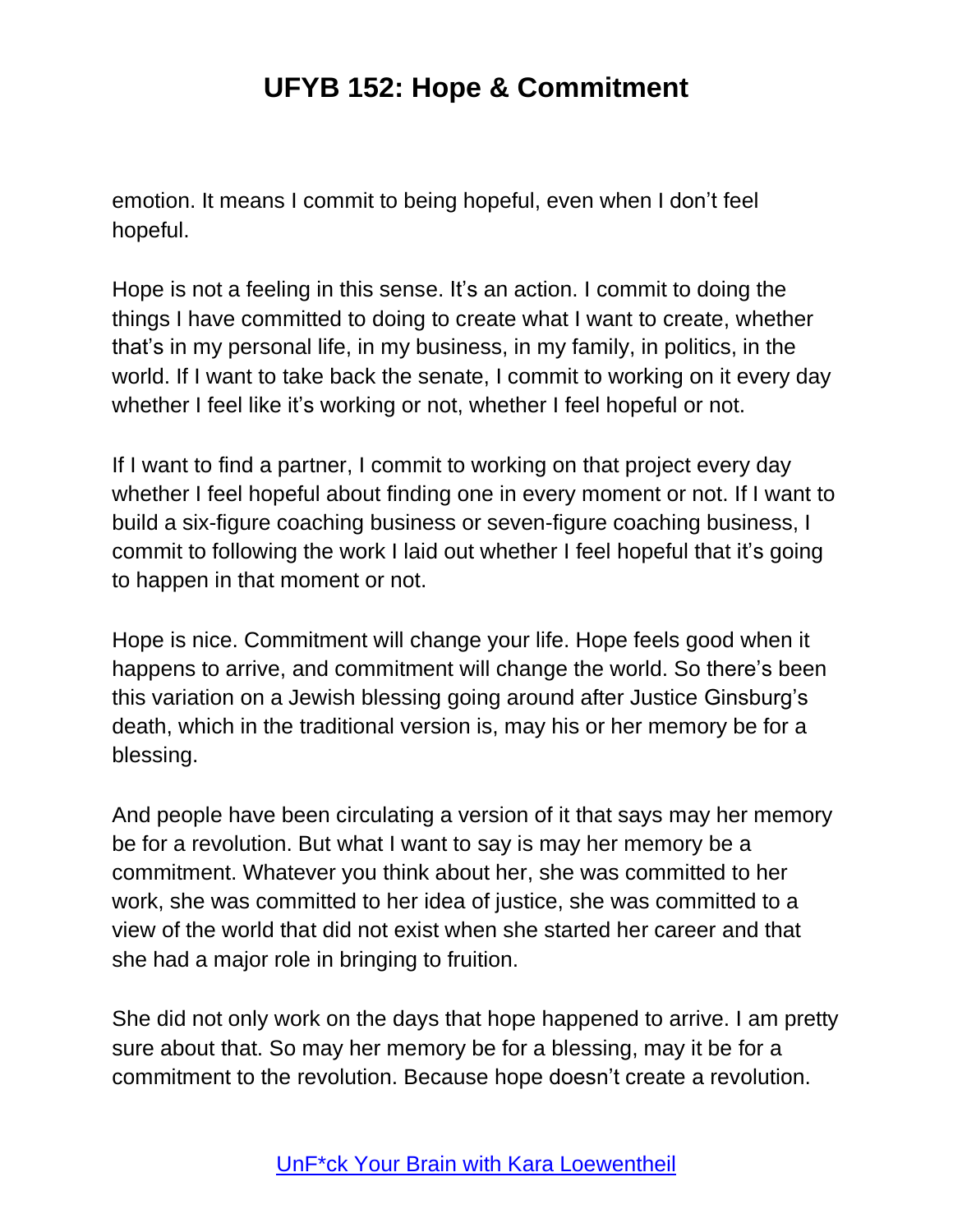emotion. It means I commit to being hopeful, even when I don't feel hopeful.

Hope is not a feeling in this sense. It's an action. I commit to doing the things I have committed to doing to create what I want to create, whether that's in my personal life, in my business, in my family, in politics, in the world. If I want to take back the senate, I commit to working on it every day whether I feel like it's working or not, whether I feel hopeful or not.

If I want to find a partner, I commit to working on that project every day whether I feel hopeful about finding one in every moment or not. If I want to build a six-figure coaching business or seven-figure coaching business, I commit to following the work I laid out whether I feel hopeful that it's going to happen in that moment or not.

Hope is nice. Commitment will change your life. Hope feels good when it happens to arrive, and commitment will change the world. So there's been this variation on a Jewish blessing going around after Justice Ginsburg's death, which in the traditional version is, may his or her memory be for a blessing.

And people have been circulating a version of it that says may her memory be for a revolution. But what I want to say is may her memory be a commitment. Whatever you think about her, she was committed to her work, she was committed to her idea of justice, she was committed to a view of the world that did not exist when she started her career and that she had a major role in bringing to fruition.

She did not only work on the days that hope happened to arrive. I am pretty sure about that. So may her memory be for a blessing, may it be for a commitment to the revolution. Because hope doesn't create a revolution.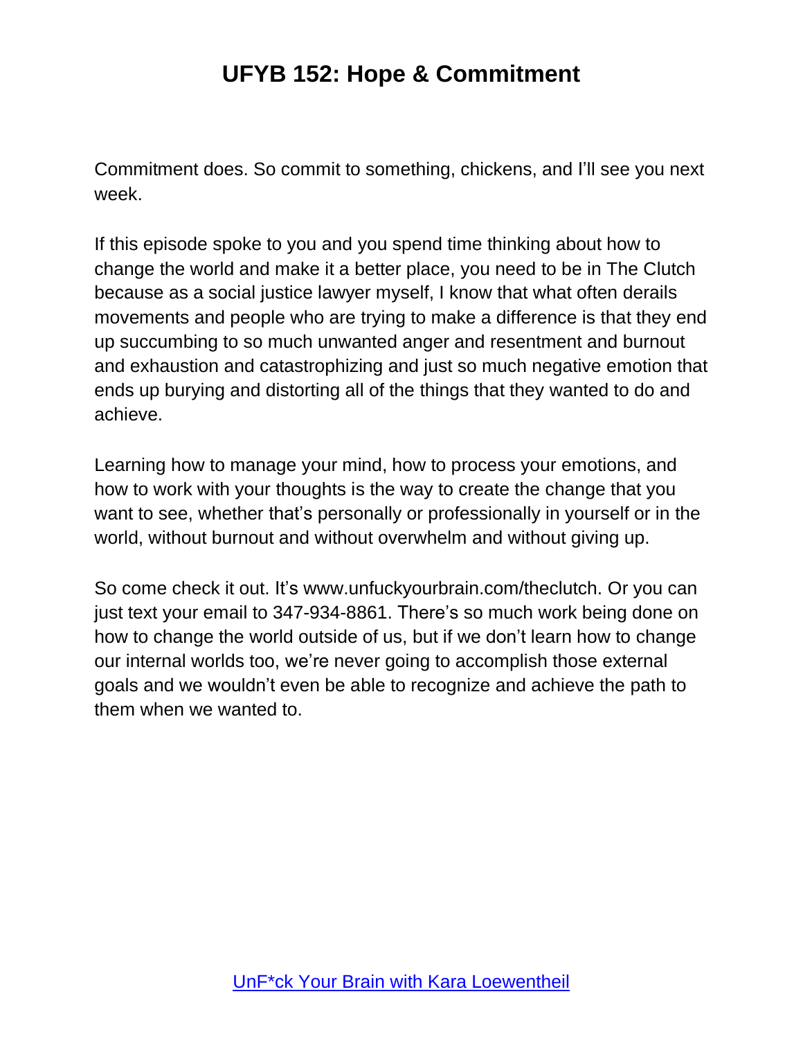Commitment does. So commit to something, chickens, and I'll see you next week.

If this episode spoke to you and you spend time thinking about how to change the world and make it a better place, you need to be in The Clutch because as a social justice lawyer myself, I know that what often derails movements and people who are trying to make a difference is that they end up succumbing to so much unwanted anger and resentment and burnout and exhaustion and catastrophizing and just so much negative emotion that ends up burying and distorting all of the things that they wanted to do and achieve.

Learning how to manage your mind, how to process your emotions, and how to work with your thoughts is the way to create the change that you want to see, whether that's personally or professionally in yourself or in the world, without burnout and without overwhelm and without giving up.

So come check it out. It's www.unfuckyourbrain.com/theclutch. Or you can just text your email to 347-934-8861. There's so much work being done on how to change the world outside of us, but if we don't learn how to change our internal worlds too, we're never going to accomplish those external goals and we wouldn't even be able to recognize and achieve the path to them when we wanted to.